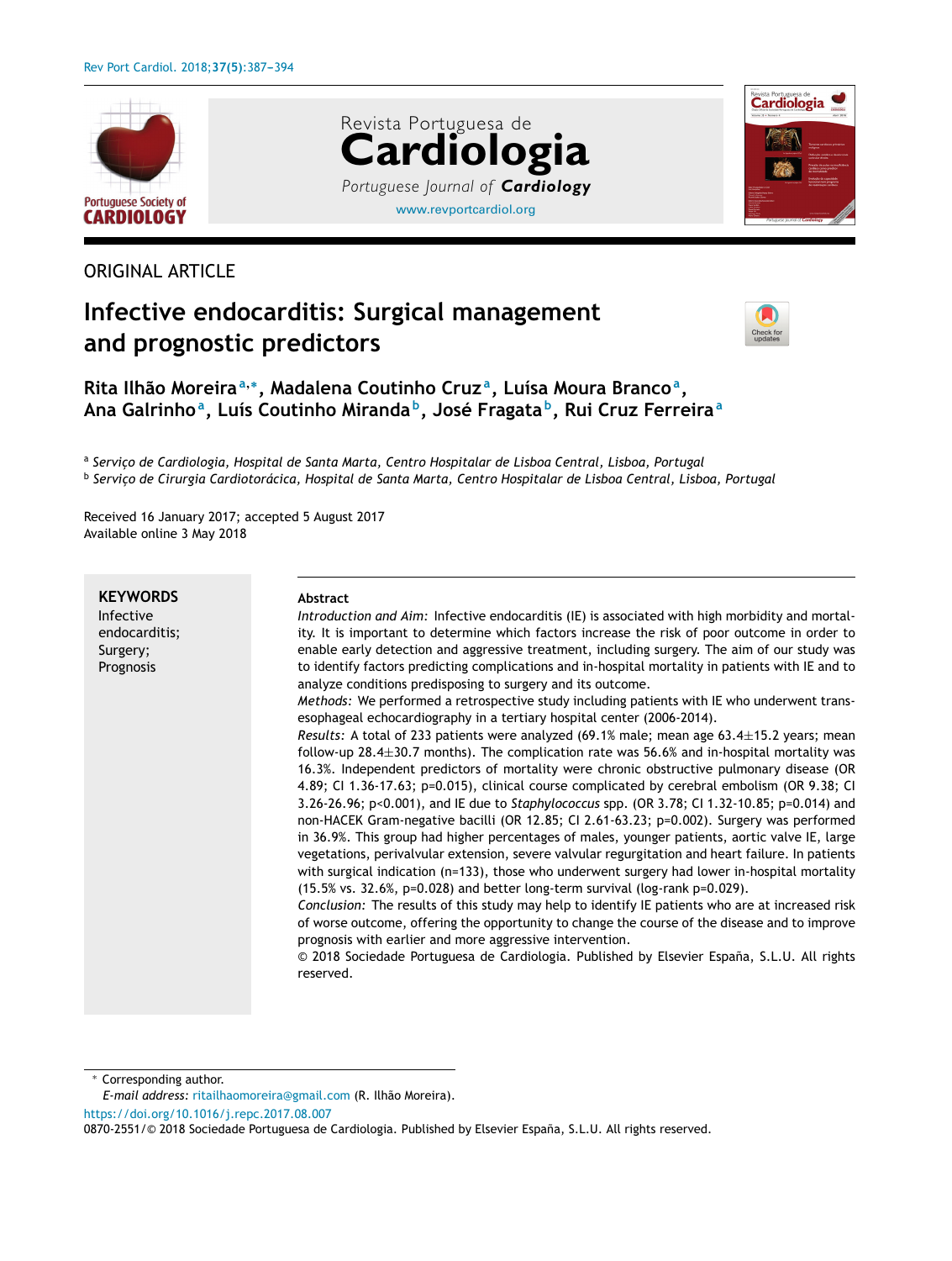ORIGINAL ARTICLE

# Infective endocarditis: Surgical management and prognostic predictors

**Rita Ilhão Moreira[a,*], Madalena Coutinho Cruz[a], Luísa Moura Branco[a], Ana Galrinho[a], Luís Coutinho Miranda[b], José Fragata[b], Rui Cruz Ferreira[a]**

[a] *Serviço de Cardiologia, Hospital de Santa Marta, Centro Hospitalar de Lisboa Central, Lisboa, Portugal*
[b] *Serviço de Cirurgia Cardiotorácica, Hospital de Santa Marta, Centro Hospitalar de Lisboa Central, Lisboa, Portugal*

Received 16 January 2017; accepted 5 August 2017
Available online 3 May 2018

**KEYWORDS**
Infective endocarditis;
Surgery;
Prognosis

**Abstract**

*Introduction and Aim:* Infective endocarditis (IE) is associated with high morbidity and mortality. It is important to determine which factors increase the risk of poor outcome in order to enable early detection and aggressive treatment, including surgery. The aim of our study was to identify factors predicting complications and in-hospital mortality in patients with IE and to analyze conditions predisposing to surgery and its outcome.

*Methods:* We performed a retrospective study including patients with IE who underwent transesophageal echocardiography in a tertiary hospital center (2006-2014).

*Results:* A total of 233 patients were analyzed (69.1% male; mean age 63.4±15.2 years; mean follow-up 28.4±30.7 months). The complication rate was 56.6% and in-hospital mortality was 16.3%. Independent predictors of mortality were chronic obstructive pulmonary disease (OR 4.89; CI 1.36-17.63; p=0.015), clinical course complicated by cerebral embolism (OR 9.38; CI 3.26-26.96; p<0.001), and IE due to *Staphylococcus* spp. (OR 3.78; CI 1.32-10.85; p=0.014) and non-HACEK Gram-negative bacilli (OR 12.85; CI 2.61-63.23; p=0.002). Surgery was performed in 36.9%. This group had higher percentages of males, younger patients, aortic valve IE, large vegetations, perivalvular extension, severe valvular regurgitation and heart failure. In patients with surgical indication (n=133), those who underwent surgery had lower in-hospital mortality (15.5% vs. 32.6%, p=0.028) and better long-term survival (log-rank p=0.029).

*Conclusion:* The results of this study may help to identify IE patients who are at increased risk of worse outcome, offering the opportunity to change the course of the disease and to improve prognosis with earlier and more aggressive intervention.

© 2018 Sociedade Portuguesa de Cardiologia. Published by Elsevier España, S.L.U. All rights reserved.

\* Corresponding author.
*E-mail address:* ritailhaomoreira@gmail.com (R. Ilhão Moreira).

https://doi.org/10.1016/j.repc.2017.08.007
0870-2551/© 2018 Sociedade Portuguesa de Cardiologia. Published by Elsevier España, S.L.U. All rights reserved.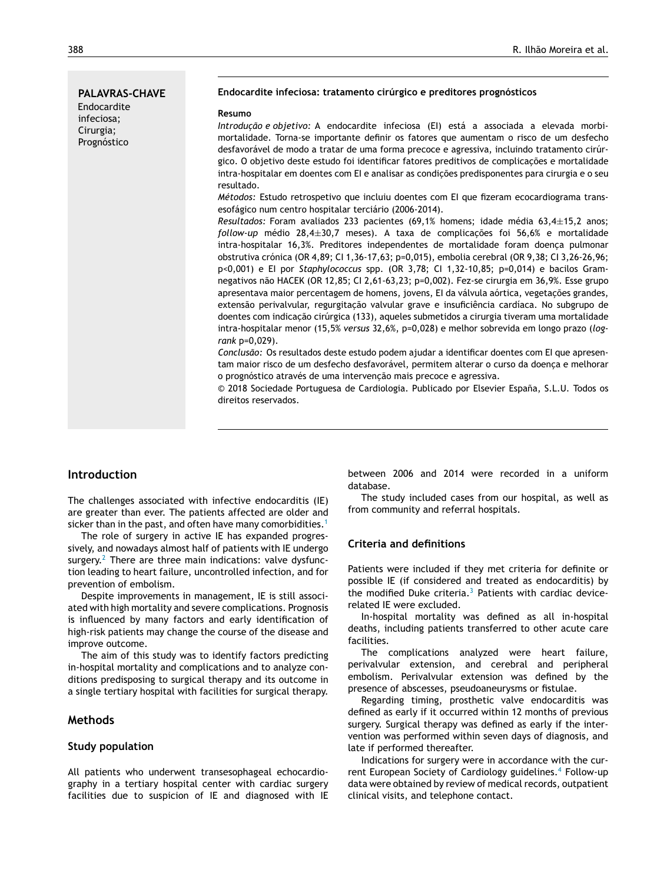**PALAVRAS-CHAVE**
Endocardite infeciosa;
Cirurgia;
Prognóstico

**Endocardite infeciosa: tratamento cirúrgico e preditores prognósticos**

**Resumo**

*Introdução e objetivo:* A endocardite infeciosa (EI) está a associada a elevada morbimortalidade. Torna-se importante definir os fatores que aumentam o risco de um desfecho desfavorável de modo a tratar de uma forma precoce e agressiva, incluindo tratamento cirúrgico. O objetivo deste estudo foi identificar fatores preditivos de complicações e mortalidade intra-hospitalar em doentes com EI e analisar as condições predisponentes para cirurgia e o seu resultado.

*Métodos:* Estudo retrospetivo que incluiu doentes com EI que fizeram ecocardiograma transesofágico num centro hospitalar terciário (2006-2014).

*Resultados:* Foram avaliados 233 pacientes (69,1% homens; idade média 63,4±15,2 anos; *follow-up* médio 28,4±30,7 meses). A taxa de complicações foi 56,6% e mortalidade intra-hospitalar 16,3%. Preditores independentes de mortalidade foram doença pulmonar obstrutiva crónica (OR 4,89; CI 1,36-17,63; p=0,015), embolia cerebral (OR 9,38; CI 3,26-26,96; p<0,001) e EI por *Staphylococcus* spp. (OR 3,78; CI 1,32-10,85; p=0,014) e bacilos Gram-negativos não HACEK (OR 12,85; CI 2,61-63,23; p=0,002). Fez-se cirurgia em 36,9%. Esse grupo apresentava maior percentagem de homens, jovens, EI da válvula aórtica, vegetações grandes, extensão perivalvular, regurgitação valvular grave e insuficiência cardíaca. No subgrupo de doentes com indicação cirúrgica (133), aqueles submetidos a cirurgia tiveram uma mortalidade intra-hospitalar menor (15,5% *versus* 32,6%, p=0,028) e melhor sobrevida em longo prazo (*log-rank* p=0,029).

*Conclusão:* Os resultados deste estudo podem ajudar a identificar doentes com EI que apresentam maior risco de um desfecho desfavorável, permitem alterar o curso da doença e melhorar o prognóstico através de uma intervenção mais precoce e agressiva.

© 2018 Sociedade Portuguesa de Cardiologia. Publicado por Elsevier España, S.L.U. Todos os direitos reservados.

## Introduction

The challenges associated with infective endocarditis (IE) are greater than ever. The patients affected are older and sicker than in the past, and often have many comorbidities.[1]

The role of surgery in active IE has expanded progressively, and nowadays almost half of patients with IE undergo surgery.[2] There are three main indications: valve dysfunction leading to heart failure, uncontrolled infection, and for prevention of embolism.

Despite improvements in management, IE is still associated with high mortality and severe complications. Prognosis is influenced by many factors and early identification of high-risk patients may change the course of the disease and improve outcome.

The aim of this study was to identify factors predicting in-hospital mortality and complications and to analyze conditions predisposing to surgical therapy and its outcome in a single tertiary hospital with facilities for surgical therapy.

## Methods

### Study population

All patients who underwent transesophageal echocardiography in a tertiary hospital center with cardiac surgery facilities due to suspicion of IE and diagnosed with IE between 2006 and 2014 were recorded in a uniform database.

The study included cases from our hospital, as well as from community and referral hospitals.

### Criteria and definitions

Patients were included if they met criteria for definite or possible IE (if considered and treated as endocarditis) by the modified Duke criteria.[3] Patients with cardiac device-related IE were excluded.

In-hospital mortality was defined as all in-hospital deaths, including patients transferred to other acute care facilities.

The complications analyzed were heart failure, perivalvular extension, and cerebral and peripheral embolism. Perivalvular extension was defined by the presence of abscesses, pseudoaneurysms or fistulae.

Regarding timing, prosthetic valve endocarditis was defined as early if it occurred within 12 months of previous surgery. Surgical therapy was defined as early if the intervention was performed within seven days of diagnosis, and late if performed thereafter.

Indications for surgery were in accordance with the current European Society of Cardiology guidelines.[4] Follow-up data were obtained by review of medical records, outpatient clinical visits, and telephone contact.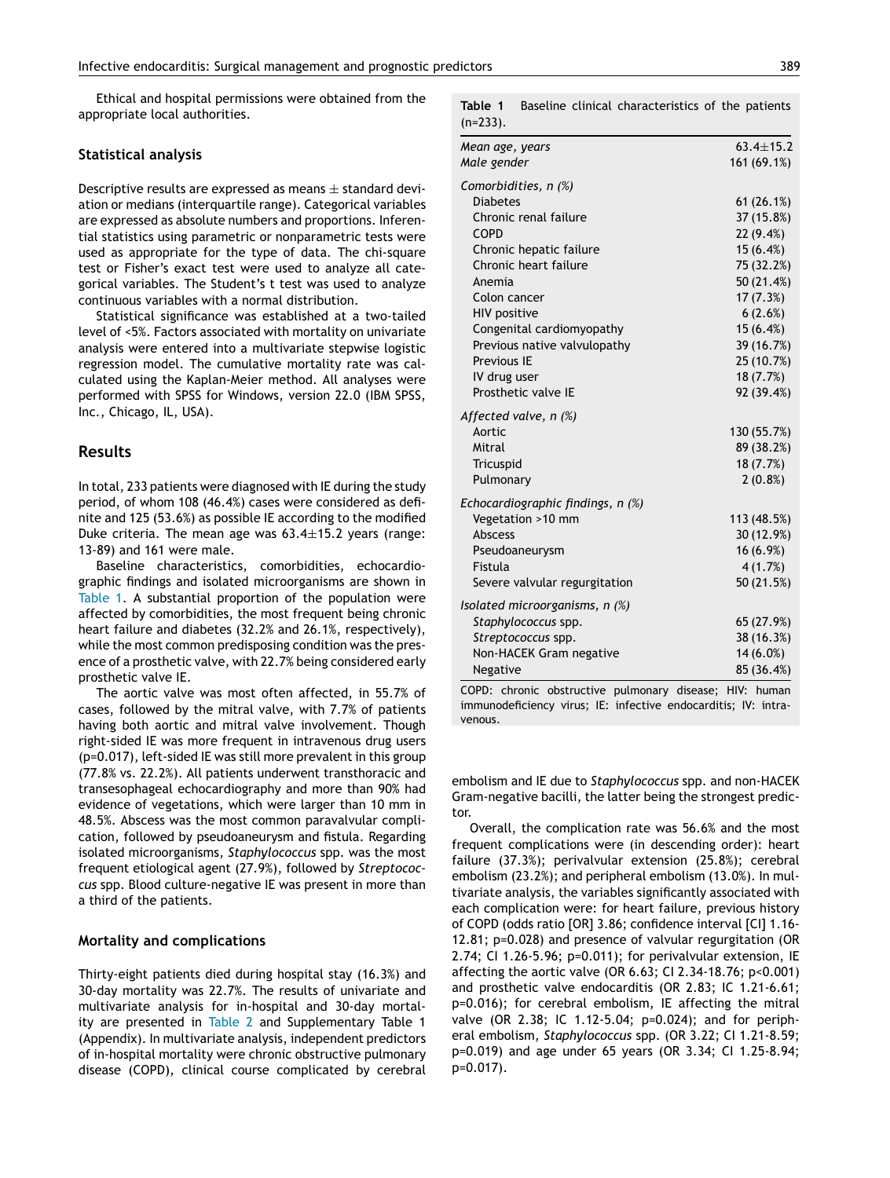Ethical and hospital permissions were obtained from the appropriate local authorities.

## Statistical analysis

Descriptive results are expressed as means ± standard deviation or medians (interquartile range). Categorical variables are expressed as absolute numbers and proportions. Inferential statistics using parametric or nonparametric tests were used as appropriate for the type of data. The chi-square test or Fisher's exact test were used to analyze all categorical variables. The Student's t test was used to analyze continuous variables with a normal distribution.

Statistical significance was established at a two-tailed level of <5%. Factors associated with mortality on univariate analysis were entered into a multivariate stepwise logistic regression model. The cumulative mortality rate was calculated using the Kaplan-Meier method. All analyses were performed with SPSS for Windows, version 22.0 (IBM SPSS, Inc., Chicago, IL, USA).

# Results

In total, 233 patients were diagnosed with IE during the study period, of whom 108 (46.4%) cases were considered as definite and 125 (53.6%) as possible IE according to the modified Duke criteria. The mean age was 63.4±15.2 years (range: 13-89) and 161 were male.

Baseline characteristics, comorbidities, echocardiographic findings and isolated microorganisms are shown in Table 1. A substantial proportion of the population were affected by comorbidities, the most frequent being chronic heart failure and diabetes (32.2% and 26.1%, respectively), while the most common predisposing condition was the presence of a prosthetic valve, with 22.7% being considered early prosthetic valve IE.

The aortic valve was most often affected, in 55.7% of cases, followed by the mitral valve, with 7.7% of patients having both aortic and mitral valve involvement. Though right-sided IE was more frequent in intravenous drug users (p=0.017), left-sided IE was still more prevalent in this group (77.8% vs. 22.2%). All patients underwent transthoracic and transesophageal echocardiography and more than 90% had evidence of vegetations, which were larger than 10 mm in 48.5%. Abscess was the most common paravalvular complication, followed by pseudoaneurysm and fistula. Regarding isolated microorganisms, *Staphylococcus* spp. was the most frequent etiological agent (27.9%), followed by *Streptococcus* spp. Blood culture-negative IE was present in more than a third of the patients.

**Table 1** Baseline clinical characteristics of the patients (n=233).

| | |
|---|---|
| *Mean age, years* | 63.4±15.2 |
| *Male gender* | 161 (69.1%) |
| *Comorbidities, n (%)* | |
| Diabetes | 61 (26.1%) |
| Chronic renal failure | 37 (15.8%) |
| COPD | 22 (9.4%) |
| Chronic hepatic failure | 15 (6.4%) |
| Chronic heart failure | 75 (32.2%) |
| Anemia | 50 (21.4%) |
| Colon cancer | 17 (7.3%) |
| HIV positive | 6 (2.6%) |
| Congenital cardiomyopathy | 15 (6.4%) |
| Previous native valvulopathy | 39 (16.7%) |
| Previous IE | 25 (10.7%) |
| IV drug user | 18 (7.7%) |
| Prosthetic valve IE | 92 (39.4%) |
| *Affected valve, n (%)* | |
| Aortic | 130 (55.7%) |
| Mitral | 89 (38.2%) |
| Tricuspid | 18 (7.7%) |
| Pulmonary | 2 (0.8%) |
| *Echocardiographic findings, n (%)* | |
| Vegetation >10 mm | 113 (48.5%) |
| Abscess | 30 (12.9%) |
| Pseudoaneurysm | 16 (6.9%) |
| Fistula | 4 (1.7%) |
| Severe valvular regurgitation | 50 (21.5%) |
| *Isolated microorganisms, n (%)* | |
| *Staphylococcus* spp. | 65 (27.9%) |
| *Streptococcus* spp. | 38 (16.3%) |
| Non-HACEK Gram negative | 14 (6.0%) |
| Negative | 85 (36.4%) |

COPD: chronic obstructive pulmonary disease; HIV: human immunodeficiency virus; IE: infective endocarditis; IV: intravenous.

## Mortality and complications

Thirty-eight patients died during hospital stay (16.3%) and 30-day mortality was 22.7%. The results of univariate and multivariate analysis for in-hospital and 30-day mortality are presented in Table 2 and Supplementary Table 1 (Appendix). In multivariate analysis, independent predictors of in-hospital mortality were chronic obstructive pulmonary disease (COPD), clinical course complicated by cerebral embolism and IE due to *Staphylococcus* spp. and non-HACEK Gram-negative bacilli, the latter being the strongest predictor.

Overall, the complication rate was 56.6% and the most frequent complications were (in descending order): heart failure (37.3%); perivalvular extension (25.8%); cerebral embolism (23.2%); and peripheral embolism (13.0%). In multivariate analysis, the variables significantly associated with each complication were: for heart failure, previous history of COPD (odds ratio [OR] 3.86; confidence interval [CI] 1.16-12.81; p=0.028) and presence of valvular regurgitation (OR 2.74; CI 1.26-5.96; p=0.011); for perivalvular extension, IE affecting the aortic valve (OR 6.63; CI 2.34-18.76; p<0.001) and prosthetic valve endocarditis (OR 2.83; IC 1.21-6.61; p=0.016); for cerebral embolism, IE affecting the mitral valve (OR 2.38; IC 1.12-5.04; p=0.024); and for peripheral embolism, *Staphylococcus* spp. (OR 3.22; CI 1.21-8.59; p=0.019) and age under 65 years (OR 3.34; CI 1.25-8.94; p=0.017).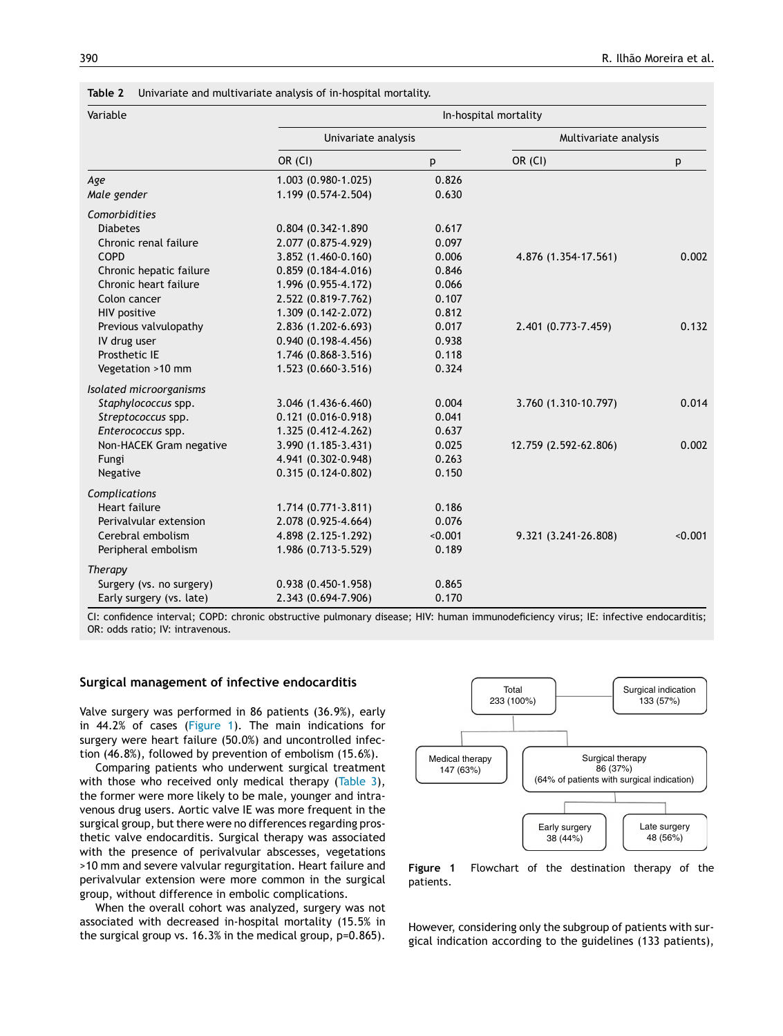**Table 2** Univariate and multivariate analysis of in-hospital mortality.

| Variable | In-hospital mortality | | | |
|---|---|---|---|---|
| | Univariate analysis | | Multivariate analysis | |
| | OR (CI) | p | OR (CI) | p |
| *Age* | 1.003 (0.980-1.025) | 0.826 | | |
| *Male gender* | 1.199 (0.574-2.504) | 0.630 | | |
| *Comorbidities* | | | | |
| Diabetes | 0.804 (0.342-1.890 | 0.617 | | |
| Chronic renal failure | 2.077 (0.875-4.929) | 0.097 | | |
| COPD | 3.852 (1.460-0.160) | 0.006 | 4.876 (1.354-17.561) | 0.002 |
| Chronic hepatic failure | 0.859 (0.184-4.016) | 0.846 | | |
| Chronic heart failure | 1.996 (0.955-4.172) | 0.066 | | |
| Colon cancer | 2.522 (0.819-7.762) | 0.107 | | |
| HIV positive | 1.309 (0.142-2.072) | 0.812 | | |
| Previous valvulopathy | 2.836 (1.202-6.693) | 0.017 | 2.401 (0.773-7.459) | 0.132 |
| IV drug user | 0.940 (0.198-4.456) | 0.938 | | |
| Prosthetic IE | 1.746 (0.868-3.516) | 0.118 | | |
| Vegetation >10 mm | 1.523 (0.660-3.516) | 0.324 | | |
| *Isolated microorganisms* | | | | |
| *Staphylococcus* spp. | 3.046 (1.436-6.460) | 0.004 | 3.760 (1.310-10.797) | 0.014 |
| *Streptococcus* spp. | 0.121 (0.016-0.918) | 0.041 | | |
| *Enterococcus* spp. | 1.325 (0.412-4.262) | 0.637 | | |
| Non-HACEK Gram negative | 3.990 (1.185-3.431) | 0.025 | 12.759 (2.592-62.806) | 0.002 |
| Fungi | 4.941 (0.302-0.948) | 0.263 | | |
| Negative | 0.315 (0.124-0.802) | 0.150 | | |
| *Complications* | | | | |
| Heart failure | 1.714 (0.771-3.811) | 0.186 | | |
| Perivalvular extension | 2.078 (0.925-4.664) | 0.076 | | |
| Cerebral embolism | 4.898 (2.125-1.292) | <0.001 | 9.321 (3.241-26.808) | <0.001 |
| Peripheral embolism | 1.986 (0.713-5.529) | 0.189 | | |
| *Therapy* | | | | |
| Surgery (vs. no surgery) | 0.938 (0.450-1.958) | 0.865 | | |
| Early surgery (vs. late) | 2.343 (0.694-7.906) | 0.170 | | |

CI: confidence interval; COPD: chronic obstructive pulmonary disease; HIV: human immunodeficiency virus; IE: infective endocarditis; OR: odds ratio; IV: intravenous.

### Surgical management of infective endocarditis

Valve surgery was performed in 86 patients (36.9%), early in 44.2% of cases (Figure 1). The main indications for surgery were heart failure (50.0%) and uncontrolled infection (46.8%), followed by prevention of embolism (15.6%).

Comparing patients who underwent surgical treatment with those who received only medical therapy (Table 3), the former were more likely to be male, younger and intravenous drug users. Aortic valve IE was more frequent in the surgical group, but there were no differences regarding prosthetic valve endocarditis. Surgical therapy was associated with the presence of perivalvular abscesses, vegetations >10 mm and severe valvular regurgitation. Heart failure and perivalvular extension were more common in the surgical group, without difference in embolic complications.

When the overall cohort was analyzed, surgery was not associated with decreased in-hospital mortality (15.5% in the surgical group vs. 16.3% in the medical group, p=0.865).

Total 233 (100%) — Surgical indication 133 (57%)
Medical therapy 147 (63%) — Surgical therapy 86 (37%) (64% of patients with surgical indication)
Early surgery 38 (44%) — Late surgery 48 (56%)

**Figure 1** Flowchart of the destination therapy of the patients.

However, considering only the subgroup of patients with surgical indication according to the guidelines (133 patients),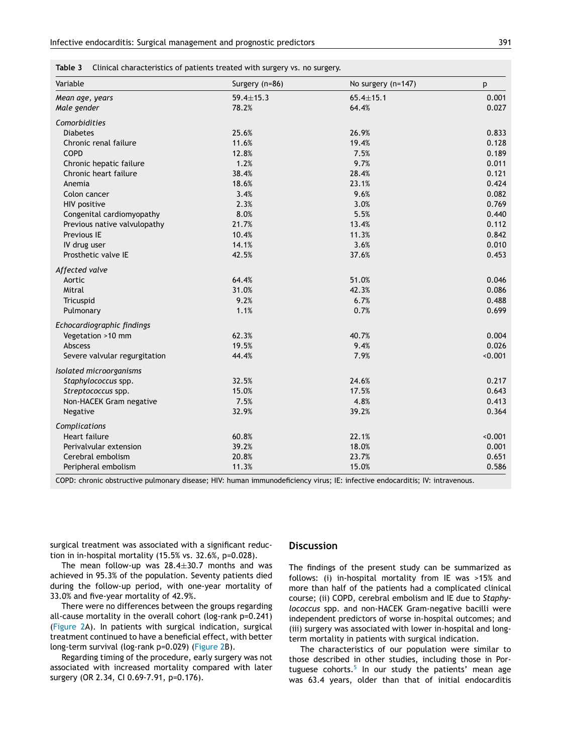**Table 3** Clinical characteristics of patients treated with surgery vs. no surgery.

| Variable | Surgery (n=86) | No surgery (n=147) | p |
|---|---|---|---|
| *Mean age, years* | 59.4±15.3 | 65.4±15.1 | 0.001 |
| *Male gender* | 78.2% | 64.4% | 0.027 |
| *Comorbidities* | | | |
| Diabetes | 25.6% | 26.9% | 0.833 |
| Chronic renal failure | 11.6% | 19.4% | 0.128 |
| COPD | 12.8% | 7.5% | 0.189 |
| Chronic hepatic failure | 1.2% | 9.7% | 0.011 |
| Chronic heart failure | 38.4% | 28.4% | 0.121 |
| Anemia | 18.6% | 23.1% | 0.424 |
| Colon cancer | 3.4% | 9.6% | 0.082 |
| HIV positive | 2.3% | 3.0% | 0.769 |
| Congenital cardiomyopathy | 8.0% | 5.5% | 0.440 |
| Previous native valvulopathy | 21.7% | 13.4% | 0.112 |
| Previous IE | 10.4% | 11.3% | 0.842 |
| IV drug user | 14.1% | 3.6% | 0.010 |
| Prosthetic valve IE | 42.5% | 37.6% | 0.453 |
| *Affected valve* | | | |
| Aortic | 64.4% | 51.0% | 0.046 |
| Mitral | 31.0% | 42.3% | 0.086 |
| Tricuspid | 9.2% | 6.7% | 0.488 |
| Pulmonary | 1.1% | 0.7% | 0.699 |
| *Echocardiographic findings* | | | |
| Vegetation >10 mm | 62.3% | 40.7% | 0.004 |
| Abscess | 19.5% | 9.4% | 0.026 |
| Severe valvular regurgitation | 44.4% | 7.9% | <0.001 |
| *Isolated microorganisms* | | | |
| *Staphylococcus* spp. | 32.5% | 24.6% | 0.217 |
| *Streptococcus* spp. | 15.0% | 17.5% | 0.643 |
| Non-HACEK Gram negative | 7.5% | 4.8% | 0.413 |
| Negative | 32.9% | 39.2% | 0.364 |
| *Complications* | | | |
| Heart failure | 60.8% | 22.1% | <0.001 |
| Perivalvular extension | 39.2% | 18.0% | 0.001 |
| Cerebral embolism | 20.8% | 23.7% | 0.651 |
| Peripheral embolism | 11.3% | 15.0% | 0.586 |

COPD: chronic obstructive pulmonary disease; HIV: human immunodeficiency virus; IE: infective endocarditis; IV: intravenous.

surgical treatment was associated with a significant reduction in in-hospital mortality (15.5% vs. 32.6%, p=0.028).

The mean follow-up was 28.4±30.7 months and was achieved in 95.3% of the population. Seventy patients died during the follow-up period, with one-year mortality of 33.0% and five-year mortality of 42.9%.

There were no differences between the groups regarding all-cause mortality in the overall cohort (log-rank p=0.241) (Figure 2A). In patients with surgical indication, surgical treatment continued to have a beneficial effect, with better long-term survival (log-rank p=0.029) (Figure 2B).

Regarding timing of the procedure, early surgery was not associated with increased mortality compared with later surgery (OR 2.34, CI 0.69-7.91, p=0.176).

## Discussion

The findings of the present study can be summarized as follows: (i) in-hospital mortality from IE was >15% and more than half of the patients had a complicated clinical course; (ii) COPD, cerebral embolism and IE due to *Staphylococcus* spp. and non-HACEK Gram-negative bacilli were independent predictors of worse in-hospital outcomes; and (iii) surgery was associated with lower in-hospital and long-term mortality in patients with surgical indication.

The characteristics of our population were similar to those described in other studies, including those in Portuguese cohorts.[5] In our study the patients' mean age was 63.4 years, older than that of initial endocarditis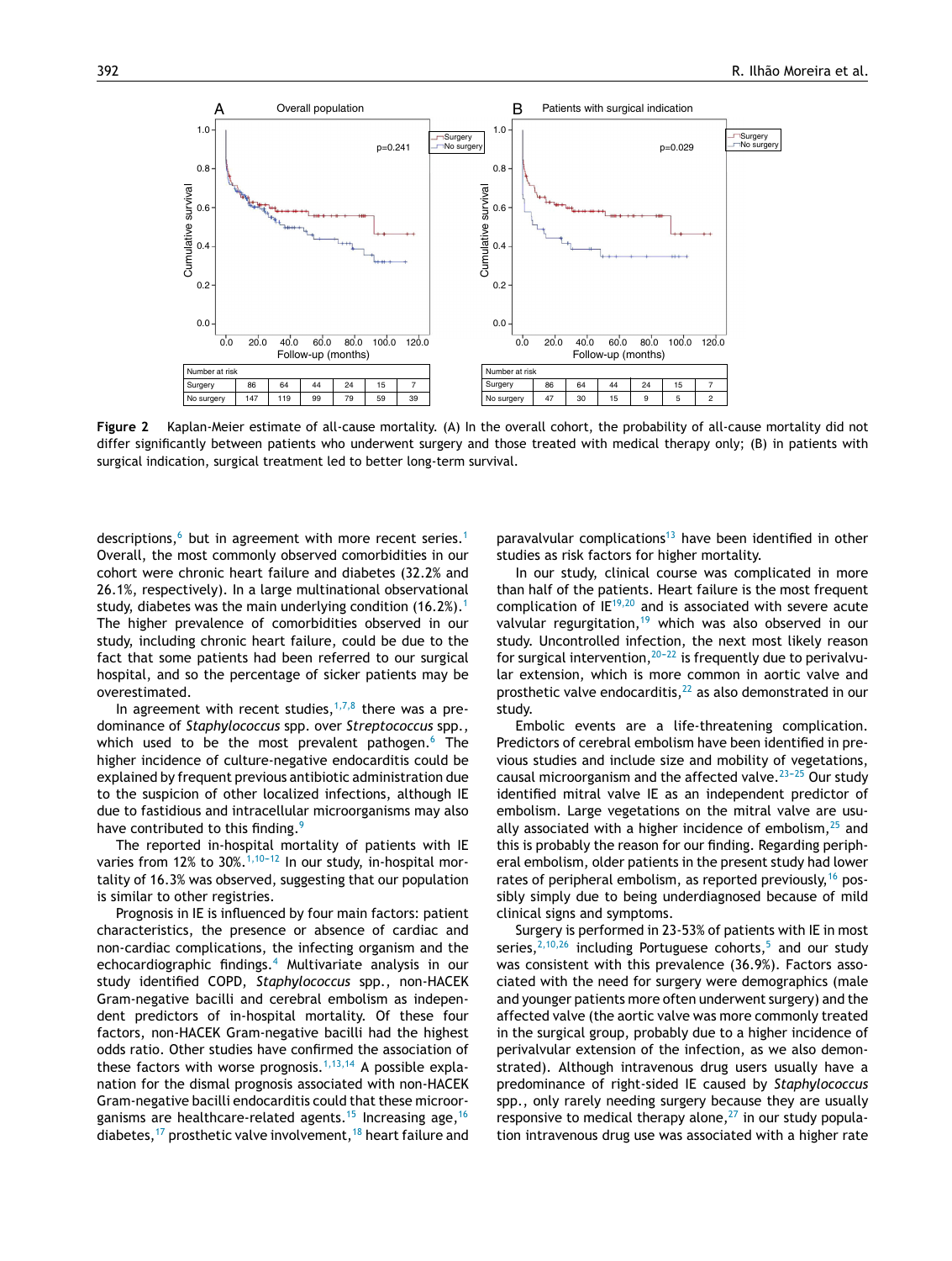| Number at risk | | | | | | |
|---|---|---|---|---|---|---|
| Surgery | 86 | 64 | 44 | 24 | 15 | 7 |
| No surgery | 147 | 119 | 99 | 79 | 59 | 39 |

| Number at risk | | | | | | |
|---|---|---|---|---|---|---|
| Surgery | 86 | 64 | 44 | 24 | 15 | 7 |
| No surgery | 47 | 30 | 15 | 9 | 5 | 2 |

**Figure 2** Kaplan-Meier estimate of all-cause mortality. (A) In the overall cohort, the probability of all-cause mortality did not differ significantly between patients who underwent surgery and those treated with medical therapy only; (B) in patients with surgical indication, surgical treatment led to better long-term survival.

descriptions,[6] but in agreement with more recent series.[1] Overall, the most commonly observed comorbidities in our cohort were chronic heart failure and diabetes (32.2% and 26.1%, respectively). In a large multinational observational study, diabetes was the main underlying condition (16.2%).[1] The higher prevalence of comorbidities observed in our study, including chronic heart failure, could be due to the fact that some patients had been referred to our surgical hospital, and so the percentage of sicker patients may be overestimated.

In agreement with recent studies,[1,7,8] there was a predominance of *Staphylococcus* spp. over *Streptococcus* spp., which used to be the most prevalent pathogen.[6] The higher incidence of culture-negative endocarditis could be explained by frequent previous antibiotic administration due to the suspicion of other localized infections, although IE due to fastidious and intracellular microorganisms may also have contributed to this finding.[9]

The reported in-hospital mortality of patients with IE varies from 12% to 30%.[1,10–12] In our study, in-hospital mortality of 16.3% was observed, suggesting that our population is similar to other registries.

Prognosis in IE is influenced by four main factors: patient characteristics, the presence or absence of cardiac and non-cardiac complications, the infecting organism and the echocardiographic findings.[4] Multivariate analysis in our study identified COPD, *Staphylococcus* spp., non-HACEK Gram-negative bacilli and cerebral embolism as independent predictors of in-hospital mortality. Of these four factors, non-HACEK Gram-negative bacilli had the highest odds ratio. Other studies have confirmed the association of these factors with worse prognosis.[1,13,14] A possible explanation for the dismal prognosis associated with non-HACEK Gram-negative bacilli endocarditis could that these microorganisms are healthcare-related agents.[15] Increasing age,[16] diabetes,[17] prosthetic valve involvement,[18] heart failure and paravalvular complications[13] have been identified in other studies as risk factors for higher mortality.

In our study, clinical course was complicated in more than half of the patients. Heart failure is the most frequent complication of IE[19,20] and is associated with severe acute valvular regurgitation,[19] which was also observed in our study. Uncontrolled infection, the next most likely reason for surgical intervention,[20–22] is frequently due to perivalvular extension, which is more common in aortic valve and prosthetic valve endocarditis,[22] as also demonstrated in our study.

Embolic events are a life-threatening complication. Predictors of cerebral embolism have been identified in previous studies and include size and mobility of vegetations, causal microorganism and the affected valve.[23–25] Our study identified mitral valve IE as an independent predictor of embolism. Large vegetations on the mitral valve are usually associated with a higher incidence of embolism,[25] and this is probably the reason for our finding. Regarding peripheral embolism, older patients in the present study had lower rates of peripheral embolism, as reported previously,[16] possibly simply due to being underdiagnosed because of mild clinical signs and symptoms.

Surgery is performed in 23-53% of patients with IE in most series,[2,10,26] including Portuguese cohorts,[5] and our study was consistent with this prevalence (36.9%). Factors associated with the need for surgery were demographics (male and younger patients more often underwent surgery) and the affected valve (the aortic valve was more commonly treated in the surgical group, probably due to a higher incidence of perivalvular extension of the infection, as we also demonstrated). Although intravenous drug users usually have a predominance of right-sided IE caused by *Staphylococcus* spp., only rarely needing surgery because they are usually responsive to medical therapy alone,[27] in our study population intravenous drug use was associated with a higher rate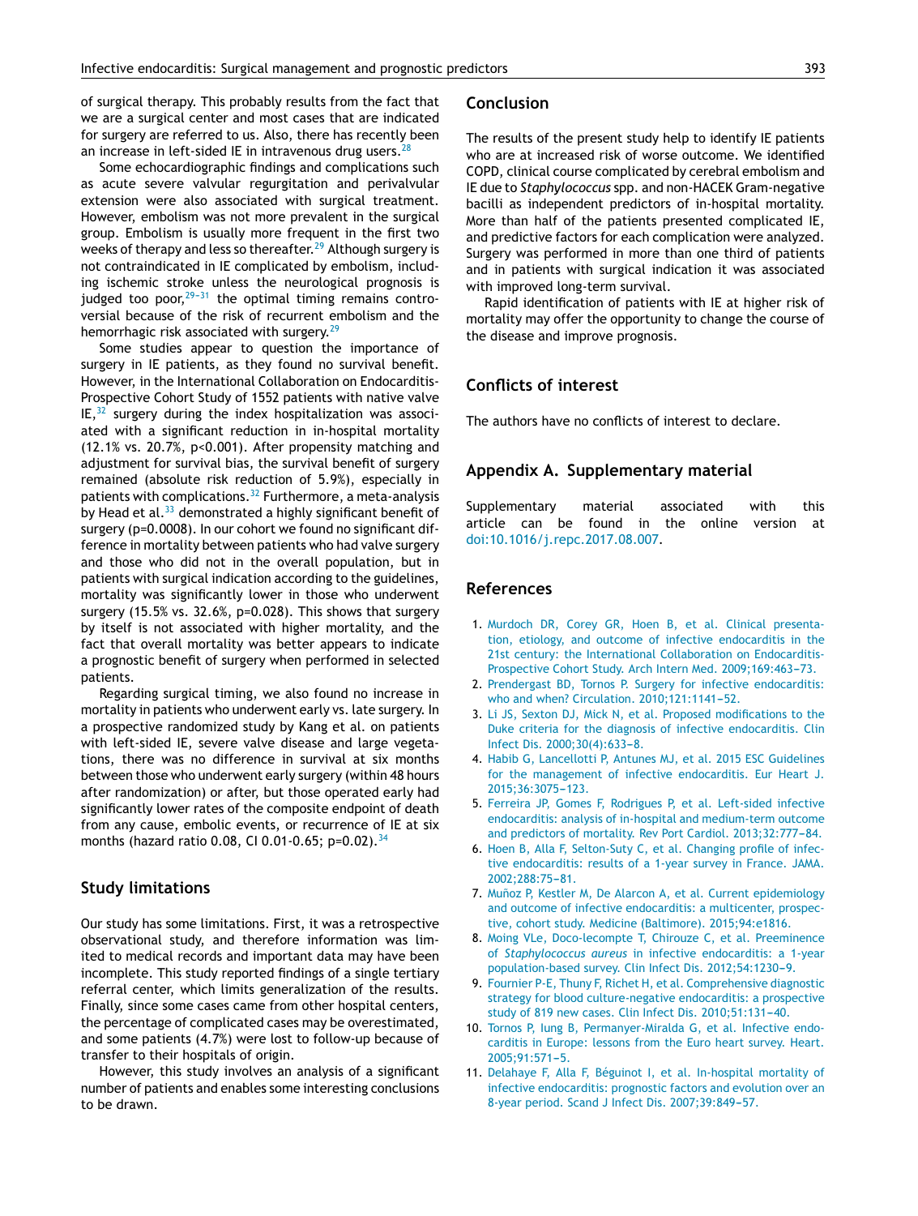of surgical therapy. This probably results from the fact that we are a surgical center and most cases that are indicated for surgery are referred to us. Also, there has recently been an increase in left-sided IE in intravenous drug users.[28]

Some echocardiographic findings and complications such as acute severe valvular regurgitation and perivalvular extension were also associated with surgical treatment. However, embolism was not more prevalent in the surgical group. Embolism is usually more frequent in the first two weeks of therapy and less so thereafter.[29] Although surgery is not contraindicated in IE complicated by embolism, including ischemic stroke unless the neurological prognosis is judged too poor,[29–31] the optimal timing remains controversial because of the risk of recurrent embolism and the hemorrhagic risk associated with surgery.[29]

Some studies appear to question the importance of surgery in IE patients, as they found no survival benefit. However, in the International Collaboration on Endocarditis-Prospective Cohort Study of 1552 patients with native valve IE,[32] surgery during the index hospitalization was associated with a significant reduction in in-hospital mortality (12.1% vs. 20.7%, p<0.001). After propensity matching and adjustment for survival bias, the survival benefit of surgery remained (absolute risk reduction of 5.9%), especially in patients with complications.[32] Furthermore, a meta-analysis by Head et al.[33] demonstrated a highly significant benefit of surgery (p=0.0008). In our cohort we found no significant difference in mortality between patients who had valve surgery and those who did not in the overall population, but in patients with surgical indication according to the guidelines, mortality was significantly lower in those who underwent surgery (15.5% vs. 32.6%, p=0.028). This shows that surgery by itself is not associated with higher mortality, and the fact that overall mortality was better appears to indicate a prognostic benefit of surgery when performed in selected patients.

Regarding surgical timing, we also found no increase in mortality in patients who underwent early vs. late surgery. In a prospective randomized study by Kang et al. on patients with left-sided IE, severe valve disease and large vegetations, there was no difference in survival at six months between those who underwent early surgery (within 48 hours after randomization) or after, but those operated early had significantly lower rates of the composite endpoint of death from any cause, embolic events, or recurrence of IE at six months (hazard ratio 0.08, CI 0.01-0.65; p=0.02).[34]

## Study limitations

Our study has some limitations. First, it was a retrospective observational study, and therefore information was limited to medical records and important data may have been incomplete. This study reported findings of a single tertiary referral center, which limits generalization of the results. Finally, since some cases came from other hospital centers, the percentage of complicated cases may be overestimated, and some patients (4.7%) were lost to follow-up because of transfer to their hospitals of origin.

However, this study involves an analysis of a significant number of patients and enables some interesting conclusions to be drawn.

## Conclusion

The results of the present study help to identify IE patients who are at increased risk of worse outcome. We identified COPD, clinical course complicated by cerebral embolism and IE due to *Staphylococcus* spp. and non-HACEK Gram-negative bacilli as independent predictors of in-hospital mortality. More than half of the patients presented complicated IE, and predictive factors for each complication were analyzed. Surgery was performed in more than one third of patients and in patients with surgical indication it was associated with improved long-term survival.

Rapid identification of patients with IE at higher risk of mortality may offer the opportunity to change the course of the disease and improve prognosis.

## Conflicts of interest

The authors have no conflicts of interest to declare.

## Appendix A. Supplementary material

Supplementary material associated with this article can be found in the online version at doi:10.1016/j.repc.2017.08.007.

## References

1. Murdoch DR, Corey GR, Hoen B, et al. Clinical presentation, etiology, and outcome of infective endocarditis in the 21st century: the International Collaboration on Endocarditis-Prospective Cohort Study. Arch Intern Med. 2009;169:463–73.
2. Prendergast BD, Tornos P. Surgery for infective endocarditis: who and when? Circulation. 2010;121:1141–52.
3. Li JS, Sexton DJ, Mick N, et al. Proposed modifications to the Duke criteria for the diagnosis of infective endocarditis. Clin Infect Dis. 2000;30(4):633–8.
4. Habib G, Lancellotti P, Antunes MJ, et al. 2015 ESC Guidelines for the management of infective endocarditis. Eur Heart J. 2015;36:3075–123.
5. Ferreira JP, Gomes F, Rodrigues P, et al. Left-sided infective endocarditis: analysis of in-hospital and medium-term outcome and predictors of mortality. Rev Port Cardiol. 2013;32:777–84.
6. Hoen B, Alla F, Selton-Suty C, et al. Changing profile of infective endocarditis: results of a 1-year survey in France. JAMA. 2002;288:75–81.
7. Muñoz P, Kestler M, De Alarcon A, et al. Current epidemiology and outcome of infective endocarditis: a multicenter, prospective, cohort study. Medicine (Baltimore). 2015;94:e1816.
8. Moing VLe, Doco-lecompte T, Chirouze C, et al. Preeminence of *Staphylococcus aureus* in infective endocarditis: a 1-year population-based survey. Clin Infect Dis. 2012;54:1230–9.
9. Fournier P-E, Thuny F, Richet H, et al. Comprehensive diagnostic strategy for blood culture-negative endocarditis: a prospective study of 819 new cases. Clin Infect Dis. 2010;51:131–40.
10. Tornos P, Iung B, Permanyer-Miralda G, et al. Infective endocarditis in Europe: lessons from the Euro heart survey. Heart. 2005;91:571–5.
11. Delahaye F, Alla F, Béguinot I, et al. In-hospital mortality of infective endocarditis: prognostic factors and evolution over an 8-year period. Scand J Infect Dis. 2007;39:849–57.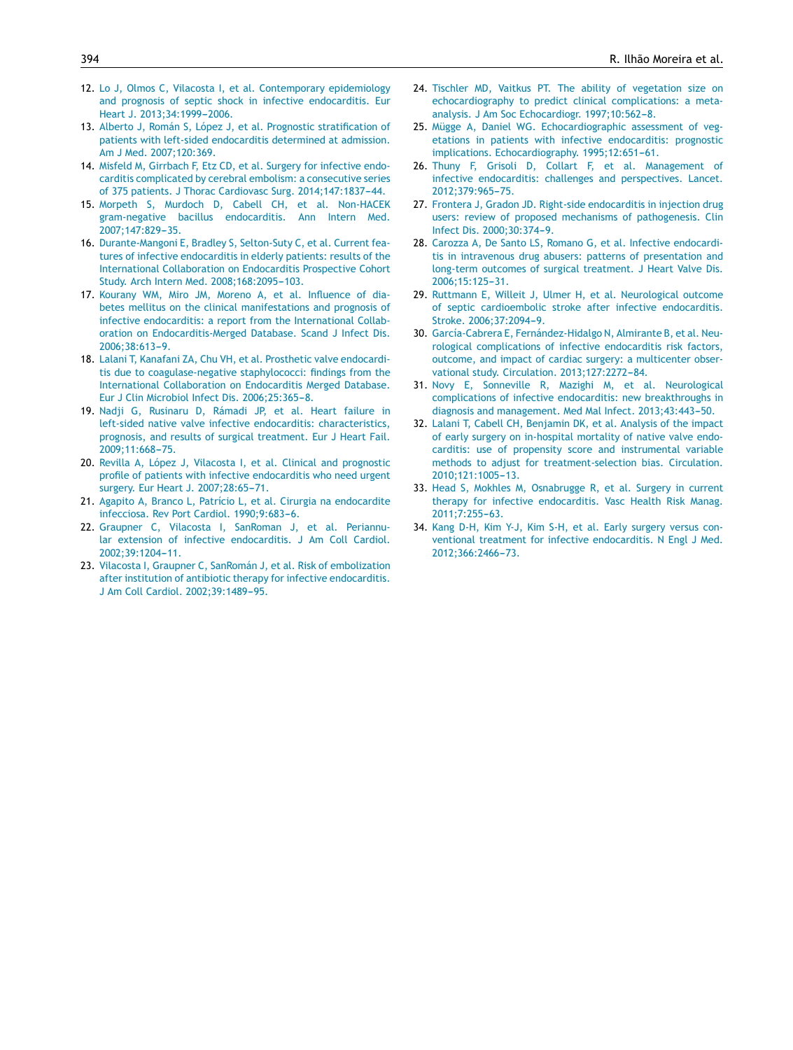12. Lo J, Olmos C, Vilacosta I, et al. Contemporary epidemiology and prognosis of septic shock in infective endocarditis. Eur Heart J. 2013;34:1999–2006.
13. Alberto J, Román S, López J, et al. Prognostic stratification of patients with left-sided endocarditis determined at admission. Am J Med. 2007;120:369.
14. Misfeld M, Girrbach F, Etz CD, et al. Surgery for infective endocarditis complicated by cerebral embolism: a consecutive series of 375 patients. J Thorac Cardiovasc Surg. 2014;147:1837–44.
15. Morpeth S, Murdoch D, Cabell CH, et al. Non-HACEK gram-negative bacillus endocarditis. Ann Intern Med. 2007;147:829–35.
16. Durante-Mangoni E, Bradley S, Selton-Suty C, et al. Current features of infective endocarditis in elderly patients: results of the International Collaboration on Endocarditis Prospective Cohort Study. Arch Intern Med. 2008;168:2095–103.
17. Kourany WM, Miro JM, Moreno A, et al. Influence of diabetes mellitus on the clinical manifestations and prognosis of infective endocarditis: a report from the International Collaboration on Endocarditis-Merged Database. Scand J Infect Dis. 2006;38:613–9.
18. Lalani T, Kanafani ZA, Chu VH, et al. Prosthetic valve endocarditis due to coagulase-negative staphylococci: findings from the International Collaboration on Endocarditis Merged Database. Eur J Clin Microbiol Infect Dis. 2006;25:365–8.
19. Nadji G, Rusinaru D, Rámadi JP, et al. Heart failure in left-sided native valve infective endocarditis: characteristics, prognosis, and results of surgical treatment. Eur J Heart Fail. 2009;11:668–75.
20. Revilla A, López J, Vilacosta I, et al. Clinical and prognostic profile of patients with infective endocarditis who need urgent surgery. Eur Heart J. 2007;28:65–71.
21. Agapito A, Branco L, Patrício L, et al. Cirurgia na endocardite infecciosa. Rev Port Cardiol. 1990;9:683–6.
22. Graupner C, Vilacosta I, SanRoman J, et al. Periannular extension of infective endocarditis. J Am Coll Cardiol. 2002;39:1204–11.
23. Vilacosta I, Graupner C, SanRomán J, et al. Risk of embolization after institution of antibiotic therapy for infective endocarditis. J Am Coll Cardiol. 2002;39:1489–95.
24. Tischler MD, Vaitkus PT. The ability of vegetation size on echocardiography to predict clinical complications: a meta-analysis. J Am Soc Echocardiogr. 1997;10:562–8.
25. Mügge A, Daniel WG. Echocardiographic assessment of vegetations in patients with infective endocarditis: prognostic implications. Echocardiography. 1995;12:651–61.
26. Thuny F, Grisoli D, Collart F, et al. Management of infective endocarditis: challenges and perspectives. Lancet. 2012;379:965–75.
27. Frontera J, Gradon JD. Right-side endocarditis in injection drug users: review of proposed mechanisms of pathogenesis. Clin Infect Dis. 2000;30:374–9.
28. Carozza A, De Santo LS, Romano G, et al. Infective endocarditis in intravenous drug abusers: patterns of presentation and long-term outcomes of surgical treatment. J Heart Valve Dis. 2006;15:125–31.
29. Ruttmann E, Willeit J, Ulmer H, et al. Neurological outcome of septic cardioembolic stroke after infective endocarditis. Stroke. 2006;37:2094–9.
30. García-Cabrera E, Fernández-Hidalgo N, Almirante B, et al. Neurological complications of infective endocarditis risk factors, outcome, and impact of cardiac surgery: a multicenter observational study. Circulation. 2013;127:2272–84.
31. Novy E, Sonneville R, Mazighi M, et al. Neurological complications of infective endocarditis: new breakthroughs in diagnosis and management. Med Mal Infect. 2013;43:443–50.
32. Lalani T, Cabell CH, Benjamin DK, et al. Analysis of the impact of early surgery on in-hospital mortality of native valve endocarditis: use of propensity score and instrumental variable methods to adjust for treatment-selection bias. Circulation. 2010;121:1005–13.
33. Head S, Mokhles M, Osnabrugge R, et al. Surgery in current therapy for infective endocarditis. Vasc Health Risk Manag. 2011;7:255–63.
34. Kang D-H, Kim Y-J, Kim S-H, et al. Early surgery versus conventional treatment for infective endocarditis. N Engl J Med. 2012;366:2466–73.